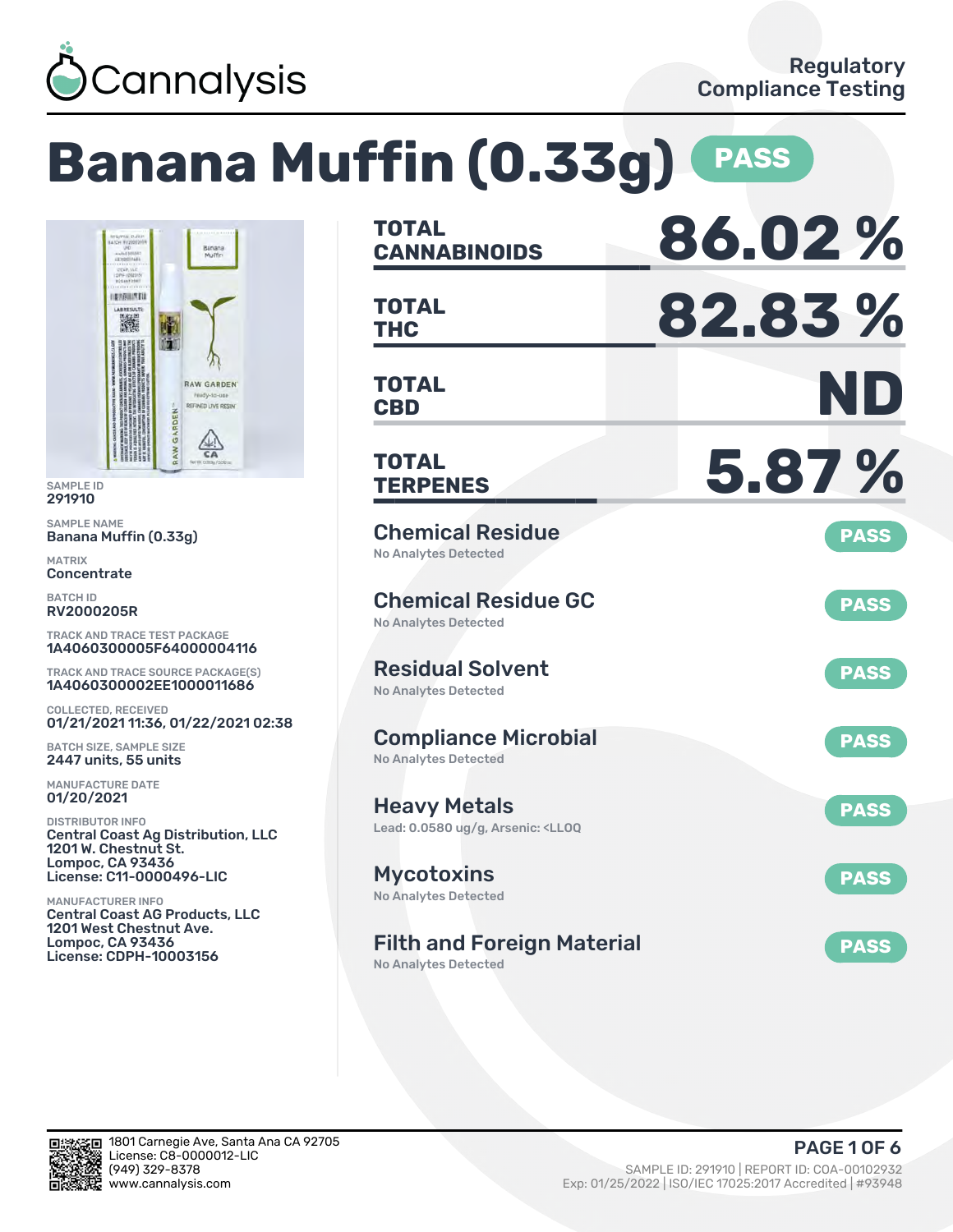Cannalysis

Regulatory Compliance Testing

# Banana Muffin (0.33g) PASS

| | |
|---|---|
| **TOTAL CANNABINOIDS** | **86.02 %** |
| **TOTAL THC** | **82.83 %** |
| **TOTAL CBD** | **ND** |
| **TOTAL TERPENES** | **5.87 %** |

SAMPLE ID
291910

SAMPLE NAME
Banana Muffin (0.33g)

MATRIX
Concentrate

BATCH ID
RV2000205R

TRACK AND TRACE TEST PACKAGE
1A4060300005F64000004116

TRACK AND TRACE SOURCE PACKAGE(S)
1A4060300002EE1000011686

COLLECTED, RECEIVED
01/21/2021 11:36, 01/22/2021 02:38

BATCH SIZE, SAMPLE SIZE
2447 units, 55 units

MANUFACTURE DATE
01/20/2021

DISTRIBUTOR INFO
Central Coast Ag Distribution, LLC
1201 W. Chestnut St.
Lompoc, CA 93436
License: C11-0000496-LIC

MANUFACTURER INFO
Central Coast AG Products, LLC
1201 West Chestnut Ave.
Lompoc, CA 93436
License: CDPH-10003156

## Chemical Residue — PASS
No Analytes Detected

## Chemical Residue GC — PASS
No Analytes Detected

## Residual Solvent — PASS
No Analytes Detected

## Compliance Microbial — PASS
No Analytes Detected

## Heavy Metals — PASS
Lead: 0.0580 ug/g, Arsenic: <LLOQ

## Mycotoxins — PASS
No Analytes Detected

## Filth and Foreign Material — PASS
No Analytes Detected

1801 Carnegie Ave, Santa Ana CA 92705
License: C8-0000012-LIC
(949) 329-8378
www.cannalysis.com

SAMPLE ID: 291910 | REPORT ID: COA-00102932
Exp: 01/25/2022 | ISO/IEC 17025:2017 Accredited | #93948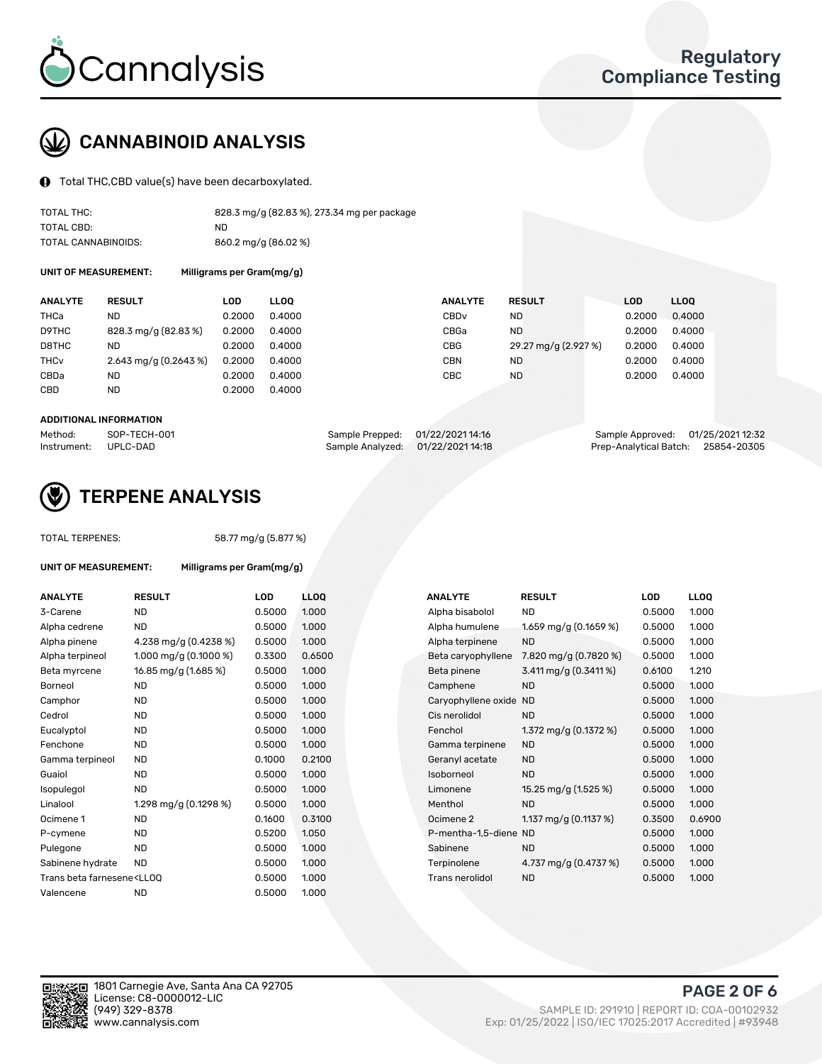# CANNABINOID ANALYSIS

Total THC,CBD value(s) have been decarboxylated.

| | |
|---|---|
| TOTAL THC: | 828.3 mg/g (82.83 %), 273.34 mg per package |
| TOTAL CBD: | ND |
| TOTAL CANNABINOIDS: | 860.2 mg/g (86.02 %) |

**UNIT OF MEASUREMENT:** Milligrams per Gram(mg/g)

| ANALYTE | RESULT | LOD | LLOQ | ANALYTE | RESULT | LOD | LLOQ |
|---|---|---|---|---|---|---|---|
| THCa | ND | 0.2000 | 0.4000 | CBDv | ND | 0.2000 | 0.4000 |
| D9THC | 828.3 mg/g (82.83 %) | 0.2000 | 0.4000 | CBGa | ND | 0.2000 | 0.4000 |
| D8THC | ND | 0.2000 | 0.4000 | CBG | 29.27 mg/g (2.927 %) | 0.2000 | 0.4000 |
| THCv | 2.643 mg/g (0.2643 %) | 0.2000 | 0.4000 | CBN | ND | 0.2000 | 0.4000 |
| CBDa | ND | 0.2000 | 0.4000 | CBC | ND | 0.2000 | 0.4000 |
| CBD | ND | 0.2000 | 0.4000 | | | | |

**ADDITIONAL INFORMATION**

| | | | | | |
|---|---|---|---|---|---|
| Method: | SOP-TECH-001 | Sample Prepped: | 01/22/2021 14:16 | Sample Approved: | 01/25/2021 12:32 |
| Instrument: | UPLC-DAD | Sample Analyzed: | 01/22/2021 14:18 | Prep-Analytical Batch: | 25854-20305 |

# TERPENE ANALYSIS

TOTAL TERPENES: 58.77 mg/g (5.877 %)

**UNIT OF MEASUREMENT:** Milligrams per Gram(mg/g)

| ANALYTE | RESULT | LOD | LLOQ | ANALYTE | RESULT | LOD | LLOQ |
|---|---|---|---|---|---|---|---|
| 3-Carene | ND | 0.5000 | 1.000 | Alpha bisabolol | ND | 0.5000 | 1.000 |
| Alpha cedrene | ND | 0.5000 | 1.000 | Alpha humulene | 1.659 mg/g (0.1659 %) | 0.5000 | 1.000 |
| Alpha pinene | 4.238 mg/g (0.4238 %) | 0.5000 | 1.000 | Alpha terpinene | ND | 0.5000 | 1.000 |
| Alpha terpineol | 1.000 mg/g (0.1000 %) | 0.3300 | 0.6500 | Beta caryophyllene | 7.820 mg/g (0.7820 %) | 0.5000 | 1.000 |
| Beta myrcene | 16.85 mg/g (1.685 %) | 0.5000 | 1.000 | Beta pinene | 3.411 mg/g (0.3411 %) | 0.6100 | 1.210 |
| Borneol | ND | 0.5000 | 1.000 | Camphene | ND | 0.5000 | 1.000 |
| Camphor | ND | 0.5000 | 1.000 | Caryophyllene oxide | ND | 0.5000 | 1.000 |
| Cedrol | ND | 0.5000 | 1.000 | Cis nerolidol | ND | 0.5000 | 1.000 |
| Eucalyptol | ND | 0.5000 | 1.000 | Fenchol | 1.372 mg/g (0.1372 %) | 0.5000 | 1.000 |
| Fenchone | ND | 0.5000 | 1.000 | Gamma terpinene | ND | 0.5000 | 1.000 |
| Gamma terpineol | ND | 0.1000 | 0.2100 | Geranyl acetate | ND | 0.5000 | 1.000 |
| Guaiol | ND | 0.5000 | 1.000 | Isoborneol | ND | 0.5000 | 1.000 |
| Isopulegol | ND | 0.5000 | 1.000 | Limonene | 15.25 mg/g (1.525 %) | 0.5000 | 1.000 |
| Linalool | 1.298 mg/g (0.1298 %) | 0.5000 | 1.000 | Menthol | ND | 0.5000 | 1.000 |
| Ocimene 1 | ND | 0.1600 | 0.3100 | Ocimene 2 | 1.137 mg/g (0.1137 %) | 0.3500 | 0.6900 |
| P-cymene | ND | 0.5200 | 1.050 | P-mentha-1,5-diene | ND | 0.5000 | 1.000 |
| Pulegone | ND | 0.5000 | 1.000 | Sabinene | ND | 0.5000 | 1.000 |
| Sabinene hydrate | ND | 0.5000 | 1.000 | Terpinolene | 4.737 mg/g (0.4737 %) | 0.5000 | 1.000 |
| Trans beta farnesene | <LLOQ | 0.5000 | 1.000 | Trans nerolidol | ND | 0.5000 | 1.000 |
| Valencene | ND | 0.5000 | 1.000 | | | | |

1801 Carnegie Ave, Santa Ana CA 92705
License: C8-0000012-LIC
(949) 329-8378
www.cannalysis.com

SAMPLE ID: 291910 | REPORT ID: COA-00102932
Exp: 01/25/2022 | ISO/IEC 17025:2017 Accredited | #93948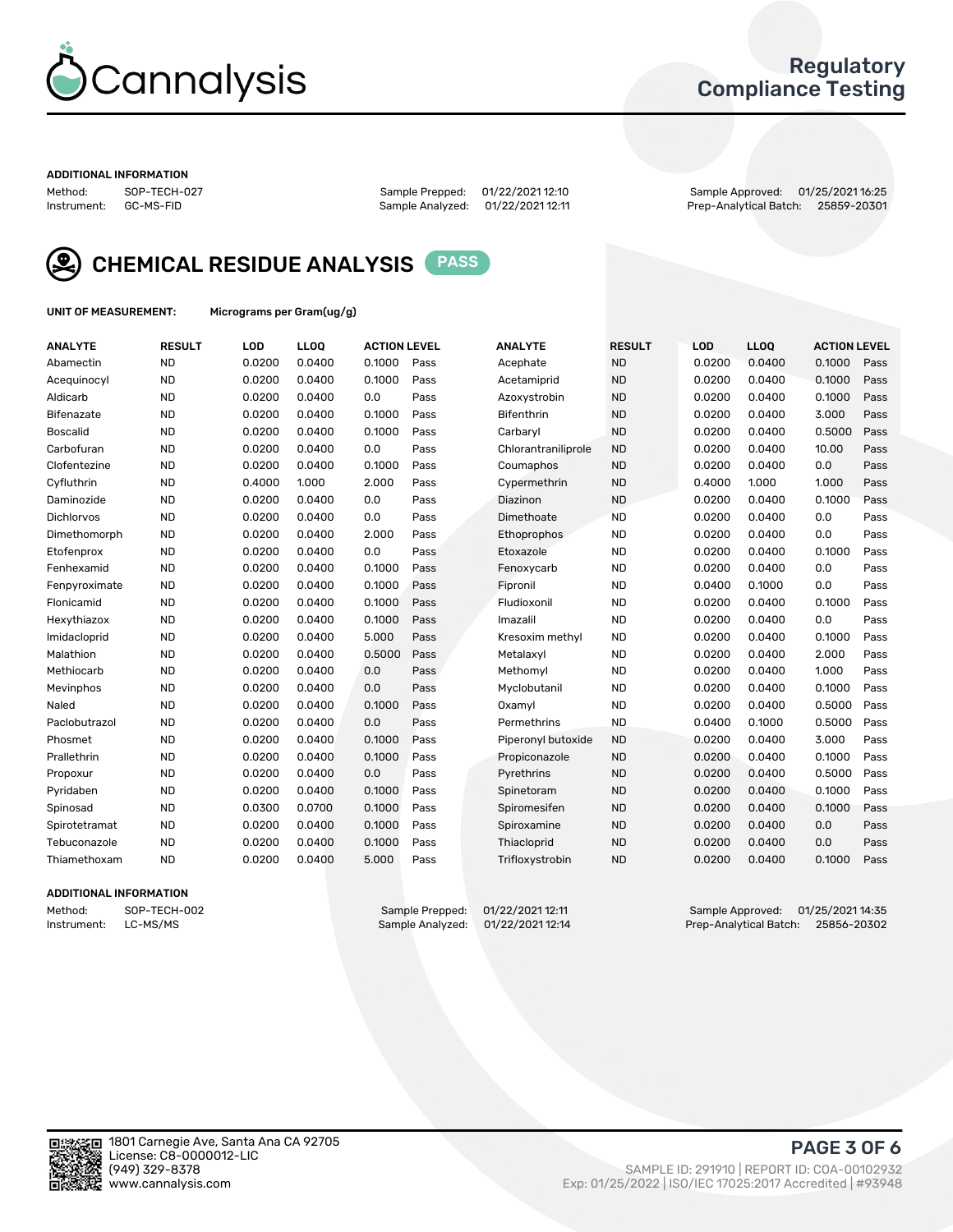# Cannalysis

**Regulatory Compliance Testing**

**ADDITIONAL INFORMATION**

Method: SOP-TECH-027
Instrument: GC-MS-FID

Sample Prepped: 01/22/2021 12:10
Sample Analyzed: 01/22/2021 12:11

Sample Approved: 01/25/2021 16:25
Prep-Analytical Batch: 25859-20301

## CHEMICAL RESIDUE ANALYSIS PASS

**UNIT OF MEASUREMENT:** Micrograms per Gram(ug/g)

| ANALYTE | RESULT | LOD | LLOQ | ACTION LEVEL | | ANALYTE | RESULT | LOD | LLOQ | ACTION LEVEL | |
|---|---|---|---|---|---|---|---|---|---|---|---|
| Abamectin | ND | 0.0200 | 0.0400 | 0.1000 | Pass | Acephate | ND | 0.0200 | 0.0400 | 0.1000 | Pass |
| Acequinocyl | ND | 0.0200 | 0.0400 | 0.1000 | Pass | Acetamiprid | ND | 0.0200 | 0.0400 | 0.1000 | Pass |
| Aldicarb | ND | 0.0200 | 0.0400 | 0.0 | Pass | Azoxystrobin | ND | 0.0200 | 0.0400 | 0.1000 | Pass |
| Bifenazate | ND | 0.0200 | 0.0400 | 0.1000 | Pass | Bifenthrin | ND | 0.0200 | 0.0400 | 3.000 | Pass |
| Boscalid | ND | 0.0200 | 0.0400 | 0.1000 | Pass | Carbaryl | ND | 0.0200 | 0.0400 | 0.5000 | Pass |
| Carbofuran | ND | 0.0200 | 0.0400 | 0.0 | Pass | Chlorantraniliprole | ND | 0.0200 | 0.0400 | 10.00 | Pass |
| Clofentezine | ND | 0.0200 | 0.0400 | 0.1000 | Pass | Coumaphos | ND | 0.0200 | 0.0400 | 0.0 | Pass |
| Cyfluthrin | ND | 0.4000 | 1.000 | 2.000 | Pass | Cypermethrin | ND | 0.4000 | 1.000 | 1.000 | Pass |
| Daminozide | ND | 0.0200 | 0.0400 | 0.0 | Pass | Diazinon | ND | 0.0200 | 0.0400 | 0.1000 | Pass |
| Dichlorvos | ND | 0.0200 | 0.0400 | 0.0 | Pass | Dimethoate | ND | 0.0200 | 0.0400 | 0.0 | Pass |
| Dimethomorph | ND | 0.0200 | 0.0400 | 2.000 | Pass | Ethoprophos | ND | 0.0200 | 0.0400 | 0.0 | Pass |
| Etofenprox | ND | 0.0200 | 0.0400 | 0.0 | Pass | Etoxazole | ND | 0.0200 | 0.0400 | 0.1000 | Pass |
| Fenhexamid | ND | 0.0200 | 0.0400 | 0.1000 | Pass | Fenoxycarb | ND | 0.0200 | 0.0400 | 0.0 | Pass |
| Fenpyroximate | ND | 0.0200 | 0.0400 | 0.1000 | Pass | Fipronil | ND | 0.0400 | 0.1000 | 0.0 | Pass |
| Flonicamid | ND | 0.0200 | 0.0400 | 0.1000 | Pass | Fludioxonil | ND | 0.0200 | 0.0400 | 0.1000 | Pass |
| Hexythiazox | ND | 0.0200 | 0.0400 | 0.1000 | Pass | Imazalil | ND | 0.0200 | 0.0400 | 0.0 | Pass |
| Imidacloprid | ND | 0.0200 | 0.0400 | 5.000 | Pass | Kresoxim methyl | ND | 0.0200 | 0.0400 | 0.1000 | Pass |
| Malathion | ND | 0.0200 | 0.0400 | 0.5000 | Pass | Metalaxyl | ND | 0.0200 | 0.0400 | 2.000 | Pass |
| Methiocarb | ND | 0.0200 | 0.0400 | 0.0 | Pass | Methomyl | ND | 0.0200 | 0.0400 | 1.000 | Pass |
| Mevinphos | ND | 0.0200 | 0.0400 | 0.0 | Pass | Myclobutanil | ND | 0.0200 | 0.0400 | 0.1000 | Pass |
| Naled | ND | 0.0200 | 0.0400 | 0.1000 | Pass | Oxamyl | ND | 0.0200 | 0.0400 | 0.5000 | Pass |
| Paclobutrazol | ND | 0.0200 | 0.0400 | 0.0 | Pass | Permethrins | ND | 0.0400 | 0.1000 | 0.5000 | Pass |
| Phosmet | ND | 0.0200 | 0.0400 | 0.1000 | Pass | Piperonyl butoxide | ND | 0.0200 | 0.0400 | 3.000 | Pass |
| Prallethrin | ND | 0.0200 | 0.0400 | 0.1000 | Pass | Propiconazole | ND | 0.0200 | 0.0400 | 0.1000 | Pass |
| Propoxur | ND | 0.0200 | 0.0400 | 0.0 | Pass | Pyrethrins | ND | 0.0200 | 0.0400 | 0.5000 | Pass |
| Pyridaben | ND | 0.0200 | 0.0400 | 0.1000 | Pass | Spinetoram | ND | 0.0200 | 0.0400 | 0.1000 | Pass |
| Spinosad | ND | 0.0300 | 0.0700 | 0.1000 | Pass | Spiromesifen | ND | 0.0200 | 0.0400 | 0.1000 | Pass |
| Spirotetramat | ND | 0.0200 | 0.0400 | 0.1000 | Pass | Spiroxamine | ND | 0.0200 | 0.0400 | 0.0 | Pass |
| Tebuconazole | ND | 0.0200 | 0.0400 | 0.1000 | Pass | Thiacloprid | ND | 0.0200 | 0.0400 | 0.0 | Pass |
| Thiamethoxam | ND | 0.0200 | 0.0400 | 5.000 | Pass | Trifloxystrobin | ND | 0.0200 | 0.0400 | 0.1000 | Pass |

**ADDITIONAL INFORMATION**

Method: SOP-TECH-002
Instrument: LC-MS/MS

Sample Prepped: 01/22/2021 12:11
Sample Analyzed: 01/22/2021 12:14

Sample Approved: 01/25/2021 14:35
Prep-Analytical Batch: 25856-20302

1801 Carnegie Ave, Santa Ana CA 92705
License: C8-0000012-LIC
(949) 329-8378
www.cannalysis.com

SAMPLE ID: 291910 | REPORT ID: COA-00102932
Exp: 01/25/2022 | ISO/IEC 17025:2017 Accredited | #93948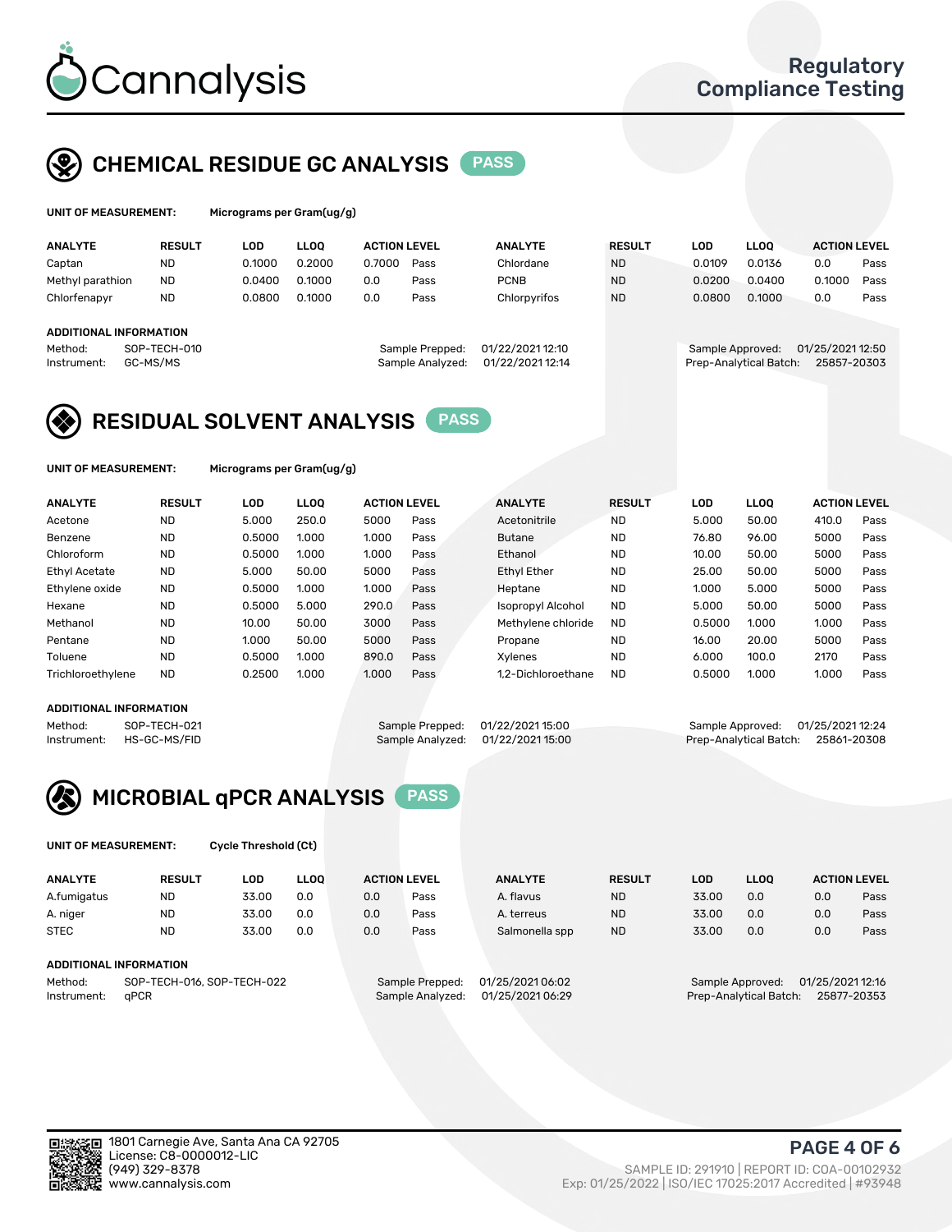# Cannalysis

Regulatory Compliance Testing

## CHEMICAL RESIDUE GC ANALYSIS PASS

**UNIT OF MEASUREMENT:** Micrograms per Gram(ug/g)

| ANALYTE | RESULT | LOD | LLOQ | ACTION LEVEL | | ANALYTE | RESULT | LOD | LLOQ | ACTION LEVEL | |
|---|---|---|---|---|---|---|---|---|---|---|---|
| Captan | ND | 0.1000 | 0.2000 | 0.7000 | Pass | Chlordane | ND | 0.0109 | 0.0136 | 0.0 | Pass |
| Methyl parathion | ND | 0.0400 | 0.1000 | 0.0 | Pass | PCNB | ND | 0.0200 | 0.0400 | 0.1000 | Pass |
| Chlorfenapyr | ND | 0.0800 | 0.1000 | 0.0 | Pass | Chlorpyrifos | ND | 0.0800 | 0.1000 | 0.0 | Pass |

**ADDITIONAL INFORMATION**

Method: SOP-TECH-010
Instrument: GC-MS/MS
Sample Prepped: 01/22/2021 12:10
Sample Analyzed: 01/22/2021 12:14
Sample Approved: 01/25/2021 12:50
Prep-Analytical Batch: 25857-20303

## RESIDUAL SOLVENT ANALYSIS PASS

**UNIT OF MEASUREMENT:** Micrograms per Gram(ug/g)

| ANALYTE | RESULT | LOD | LLOQ | ACTION LEVEL | | ANALYTE | RESULT | LOD | LLOQ | ACTION LEVEL | |
|---|---|---|---|---|---|---|---|---|---|---|---|
| Acetone | ND | 5.000 | 250.0 | 5000 | Pass | Acetonitrile | ND | 5.000 | 50.00 | 410.0 | Pass |
| Benzene | ND | 0.5000 | 1.000 | 1.000 | Pass | Butane | ND | 76.80 | 96.00 | 5000 | Pass |
| Chloroform | ND | 0.5000 | 1.000 | 1.000 | Pass | Ethanol | ND | 10.00 | 50.00 | 5000 | Pass |
| Ethyl Acetate | ND | 5.000 | 50.00 | 5000 | Pass | Ethyl Ether | ND | 25.00 | 50.00 | 5000 | Pass |
| Ethylene oxide | ND | 0.5000 | 1.000 | 1.000 | Pass | Heptane | ND | 1.000 | 5.000 | 5000 | Pass |
| Hexane | ND | 0.5000 | 5.000 | 290.0 | Pass | Isopropyl Alcohol | ND | 5.000 | 50.00 | 5000 | Pass |
| Methanol | ND | 10.00 | 50.00 | 3000 | Pass | Methylene chloride | ND | 0.5000 | 1.000 | 1.000 | Pass |
| Pentane | ND | 1.000 | 50.00 | 5000 | Pass | Propane | ND | 16.00 | 20.00 | 5000 | Pass |
| Toluene | ND | 0.5000 | 1.000 | 890.0 | Pass | Xylenes | ND | 6.000 | 100.0 | 2170 | Pass |
| Trichloroethylene | ND | 0.2500 | 1.000 | 1.000 | Pass | 1,2-Dichloroethane | ND | 0.5000 | 1.000 | 1.000 | Pass |

**ADDITIONAL INFORMATION**

Method: SOP-TECH-021
Instrument: HS-GC-MS/FID
Sample Prepped: 01/22/2021 15:00
Sample Analyzed: 01/22/2021 15:00
Sample Approved: 01/25/2021 12:24
Prep-Analytical Batch: 25861-20308

## MICROBIAL qPCR ANALYSIS PASS

**UNIT OF MEASUREMENT:** Cycle Threshold (Ct)

| ANALYTE | RESULT | LOD | LLOQ | ACTION LEVEL | | ANALYTE | RESULT | LOD | LLOQ | ACTION LEVEL | |
|---|---|---|---|---|---|---|---|---|---|---|---|
| A.fumigatus | ND | 33.00 | 0.0 | 0.0 | Pass | A. flavus | ND | 33.00 | 0.0 | 0.0 | Pass |
| A. niger | ND | 33.00 | 0.0 | 0.0 | Pass | A. terreus | ND | 33.00 | 0.0 | 0.0 | Pass |
| STEC | ND | 33.00 | 0.0 | 0.0 | Pass | Salmonella spp | ND | 33.00 | 0.0 | 0.0 | Pass |

**ADDITIONAL INFORMATION**

Method: SOP-TECH-016, SOP-TECH-022
Instrument: qPCR
Sample Prepped: 01/25/2021 06:02
Sample Analyzed: 01/25/2021 06:29
Sample Approved: 01/25/2021 12:16
Prep-Analytical Batch: 25877-20353

1801 Carnegie Ave, Santa Ana CA 92705
License: C8-0000012-LIC
(949) 329-8378
www.cannalysis.com

SAMPLE ID: 291910 | REPORT ID: COA-00102932
Exp: 01/25/2022 | ISO/IEC 17025:2017 Accredited | #93948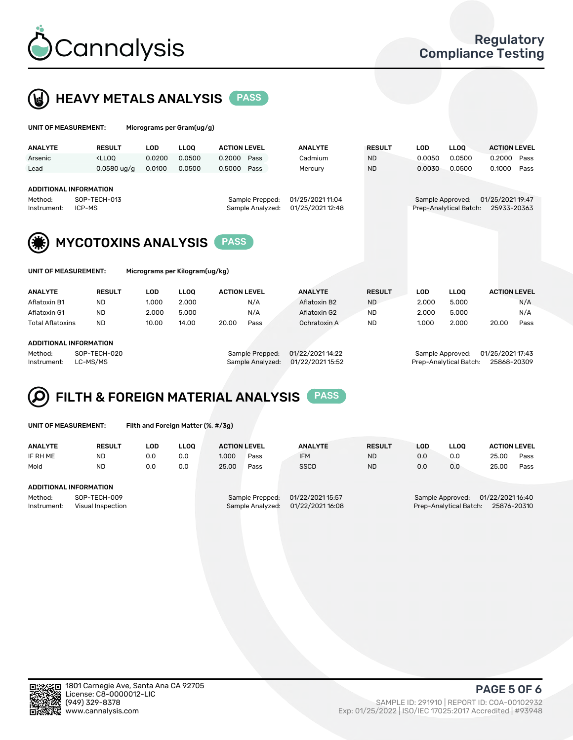# Cannalysis

Regulatory Compliance Testing

## HEAVY METALS ANALYSIS PASS

**UNIT OF MEASUREMENT:** Micrograms per Gram(ug/g)

| ANALYTE | RESULT | LOD | LLOQ | ACTION LEVEL | | ANALYTE | RESULT | LOD | LLOQ | ACTION LEVEL | |
|---|---|---|---|---|---|---|---|---|---|---|---|
| Arsenic | <LLOQ | 0.0200 | 0.0500 | 0.2000 | Pass | Cadmium | ND | 0.0050 | 0.0500 | 0.2000 | Pass |
| Lead | 0.0580 ug/g | 0.0100 | 0.0500 | 0.5000 | Pass | Mercury | ND | 0.0030 | 0.0500 | 0.1000 | Pass |

**ADDITIONAL INFORMATION**

Method: SOP-TECH-013
Instrument: ICP-MS
Sample Prepped: 01/25/2021 11:04
Sample Analyzed: 01/25/2021 12:48
Sample Approved: 01/25/2021 19:47
Prep-Analytical Batch: 25933-20363

## MYCOTOXINS ANALYSIS PASS

**UNIT OF MEASUREMENT:** Micrograms per Kilogram(ug/kg)

| ANALYTE | RESULT | LOD | LLOQ | ACTION LEVEL | | ANALYTE | RESULT | LOD | LLOQ | ACTION LEVEL | |
|---|---|---|---|---|---|---|---|---|---|---|---|
| Aflatoxin B1 | ND | 1.000 | 2.000 | | N/A | Aflatoxin B2 | ND | 2.000 | 5.000 | | N/A |
| Aflatoxin G1 | ND | 2.000 | 5.000 | | N/A | Aflatoxin G2 | ND | 2.000 | 5.000 | | N/A |
| Total Aflatoxins | ND | 10.00 | 14.00 | 20.00 | Pass | Ochratoxin A | ND | 1.000 | 2.000 | 20.00 | Pass |

**ADDITIONAL INFORMATION**

Method: SOP-TECH-020
Instrument: LC-MS/MS
Sample Prepped: 01/22/2021 14:22
Sample Analyzed: 01/22/2021 15:52
Sample Approved: 01/25/2021 17:43
Prep-Analytical Batch: 25868-20309

## FILTH & FOREIGN MATERIAL ANALYSIS PASS

**UNIT OF MEASUREMENT:** Filth and Foreign Matter (%, #/3g)

| ANALYTE | RESULT | LOD | LLOQ | ACTION LEVEL | | ANALYTE | RESULT | LOD | LLOQ | ACTION LEVEL | |
|---|---|---|---|---|---|---|---|---|---|---|---|
| IF RH ME | ND | 0.0 | 0.0 | 1.000 | Pass | IFM | ND | 0.0 | 0.0 | 25.00 | Pass |
| Mold | ND | 0.0 | 0.0 | 25.00 | Pass | SSCD | ND | 0.0 | 0.0 | 25.00 | Pass |

**ADDITIONAL INFORMATION**

Method: SOP-TECH-009
Instrument: Visual Inspection
Sample Prepped: 01/22/2021 15:57
Sample Analyzed: 01/22/2021 16:08
Sample Approved: 01/22/2021 16:40
Prep-Analytical Batch: 25876-20310

1801 Carnegie Ave, Santa Ana CA 92705
License: C8-0000012-LIC
(949) 329-8378
www.cannalysis.com

SAMPLE ID: 291910 | REPORT ID: COA-00102932
Exp: 01/25/2022 | ISO/IEC 17025:2017 Accredited | #93948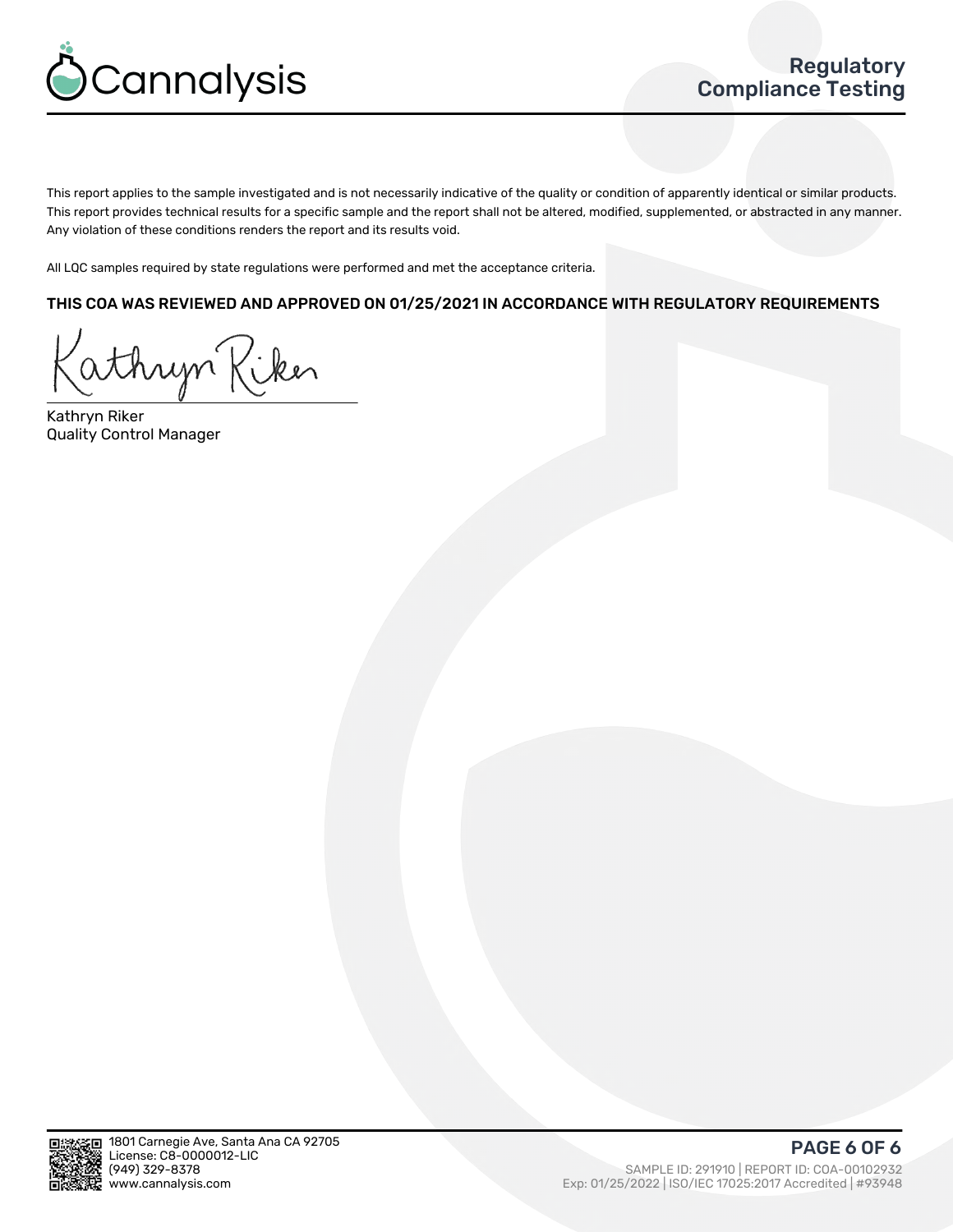This report applies to the sample investigated and is not necessarily indicative of the quality or condition of apparently identical or similar products. This report provides technical results for a specific sample and the report shall not be altered, modified, supplemented, or abstracted in any manner. Any violation of these conditions renders the report and its results void.

All LQC samples required by state regulations were performed and met the acceptance criteria.

**THIS COA WAS REVIEWED AND APPROVED ON 01/25/2021 IN ACCORDANCE WITH REGULATORY REQUIREMENTS**

Kathryn Riker
Quality Control Manager